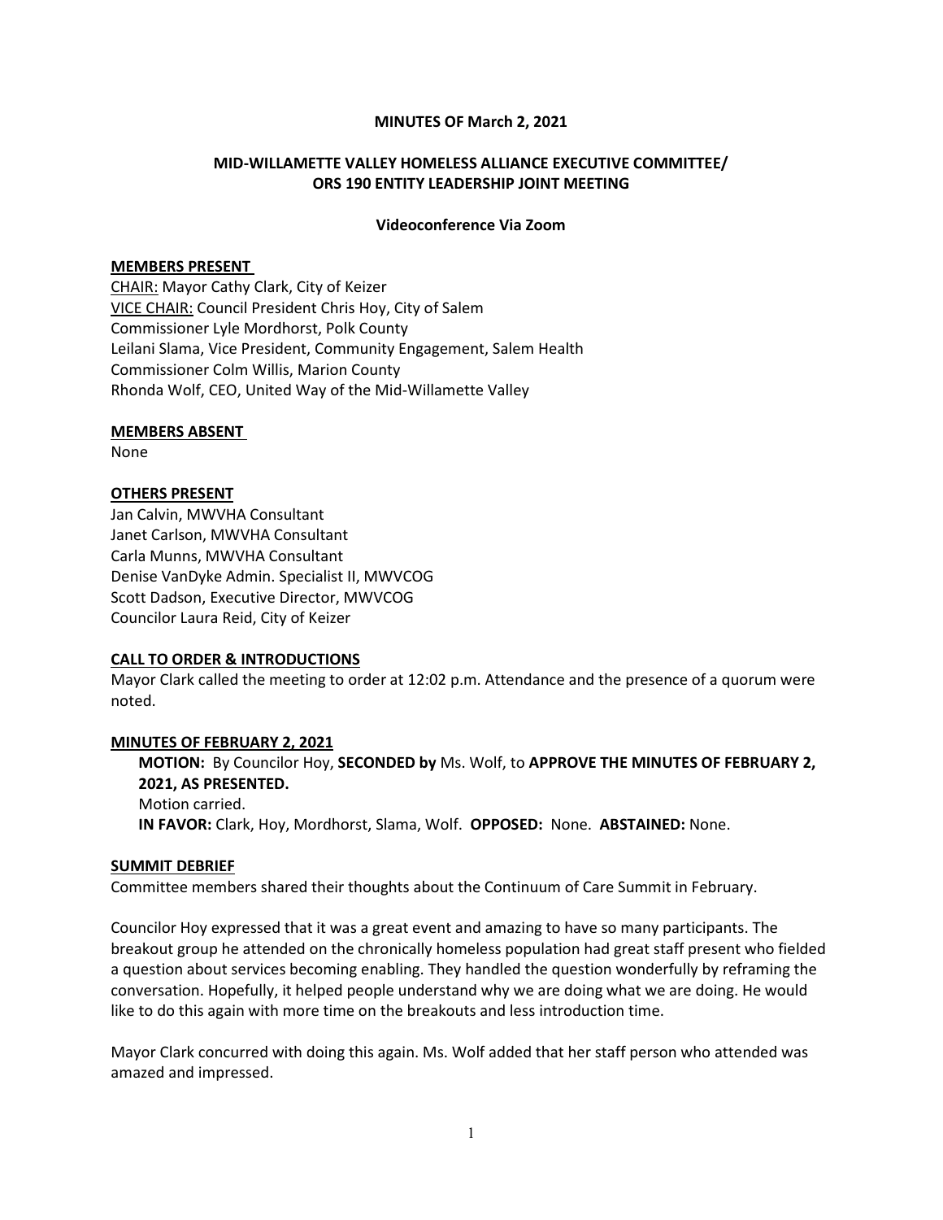**MINUTES OF March 2, 2021**

**MID-WILLAMETTE VALLEY HOMELESS ALLIANCE EXECUTIVE COMMITTEE/ ORS 190 ENTITY LEADERSHIP JOINT MEETING**

**Videoconference Via Zoom**

**MEMBERS PRESENT**

CHAIR: Mayor Cathy Clark, City of Keizer
VICE CHAIR: Council President Chris Hoy, City of Salem
Commissioner Lyle Mordhorst, Polk County
Leilani Slama, Vice President, Community Engagement, Salem Health
Commissioner Colm Willis, Marion County
Rhonda Wolf, CEO, United Way of the Mid-Willamette Valley

**MEMBERS ABSENT**

None

**OTHERS PRESENT**

Jan Calvin, MWVHA Consultant
Janet Carlson, MWVHA Consultant
Carla Munns, MWVHA Consultant
Denise VanDyke Admin. Specialist II, MWVCOG
Scott Dadson, Executive Director, MWVCOG
Councilor Laura Reid, City of Keizer

**CALL TO ORDER & INTRODUCTIONS**

Mayor Clark called the meeting to order at 12:02 p.m. Attendance and the presence of a quorum were noted.

**MINUTES OF FEBRUARY 2, 2021**

> **MOTION:** By Councilor Hoy, **SECONDED by** Ms. Wolf, to **APPROVE THE MINUTES OF FEBRUARY 2, 2021, AS PRESENTED.**
> Motion carried.
> **IN FAVOR:** Clark, Hoy, Mordhorst, Slama, Wolf. **OPPOSED:** None. **ABSTAINED:** None.

**SUMMIT DEBRIEF**

Committee members shared their thoughts about the Continuum of Care Summit in February.

Councilor Hoy expressed that it was a great event and amazing to have so many participants. The breakout group he attended on the chronically homeless population had great staff present who fielded a question about services becoming enabling. They handled the question wonderfully by reframing the conversation. Hopefully, it helped people understand why we are doing what we are doing. He would like to do this again with more time on the breakouts and less introduction time.

Mayor Clark concurred with doing this again. Ms. Wolf added that her staff person who attended was amazed and impressed.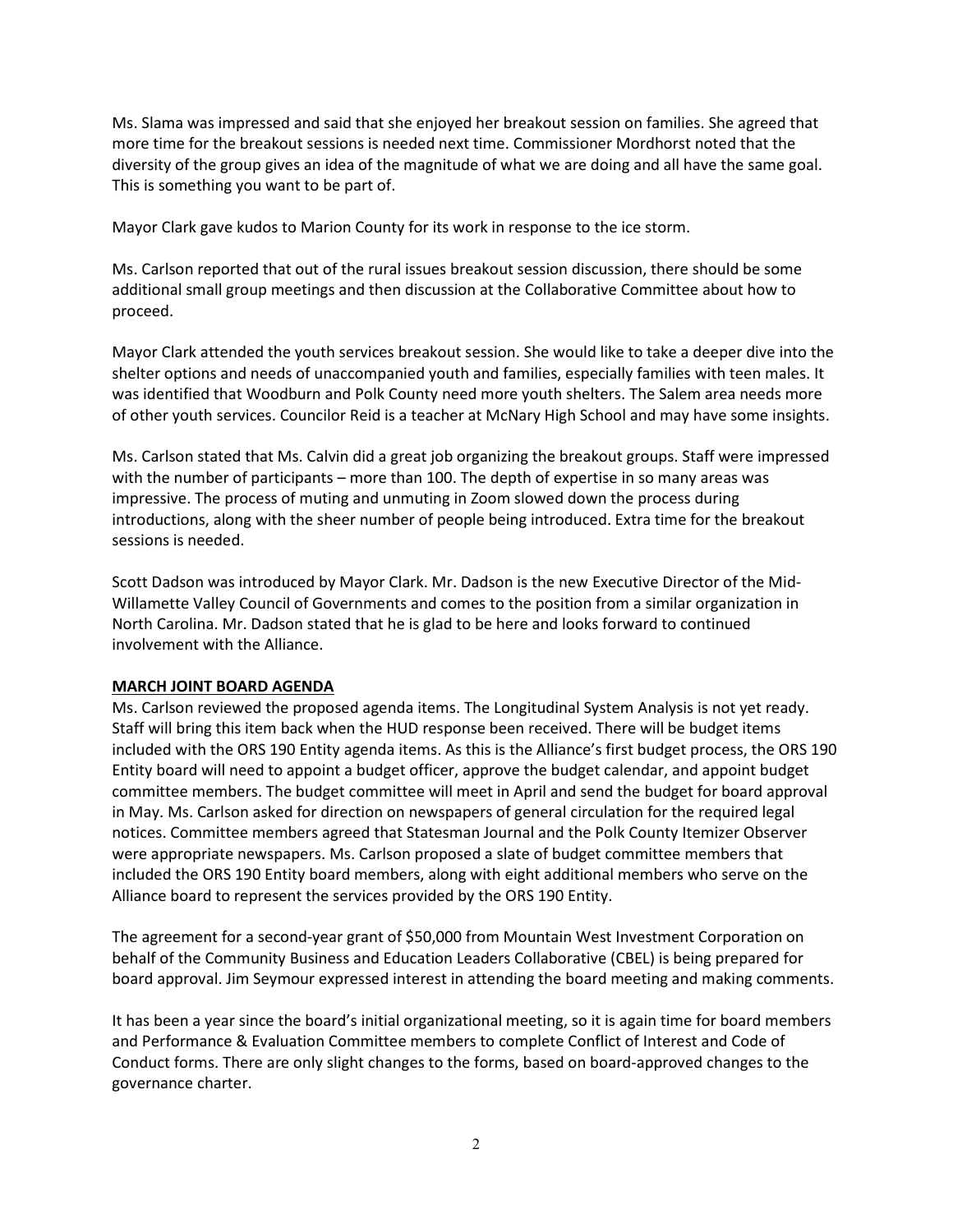Ms. Slama was impressed and said that she enjoyed her breakout session on families. She agreed that more time for the breakout sessions is needed next time. Commissioner Mordhorst noted that the diversity of the group gives an idea of the magnitude of what we are doing and all have the same goal. This is something you want to be part of.

Mayor Clark gave kudos to Marion County for its work in response to the ice storm.

Ms. Carlson reported that out of the rural issues breakout session discussion, there should be some additional small group meetings and then discussion at the Collaborative Committee about how to proceed.

Mayor Clark attended the youth services breakout session. She would like to take a deeper dive into the shelter options and needs of unaccompanied youth and families, especially families with teen males. It was identified that Woodburn and Polk County need more youth shelters. The Salem area needs more of other youth services. Councilor Reid is a teacher at McNary High School and may have some insights.

Ms. Carlson stated that Ms. Calvin did a great job organizing the breakout groups. Staff were impressed with the number of participants – more than 100. The depth of expertise in so many areas was impressive. The process of muting and unmuting in Zoom slowed down the process during introductions, along with the sheer number of people being introduced. Extra time for the breakout sessions is needed.

Scott Dadson was introduced by Mayor Clark. Mr. Dadson is the new Executive Director of the Mid-Willamette Valley Council of Governments and comes to the position from a similar organization in North Carolina. Mr. Dadson stated that he is glad to be here and looks forward to continued involvement with the Alliance.

**MARCH JOINT BOARD AGENDA**

Ms. Carlson reviewed the proposed agenda items. The Longitudinal System Analysis is not yet ready. Staff will bring this item back when the HUD response been received. There will be budget items included with the ORS 190 Entity agenda items. As this is the Alliance's first budget process, the ORS 190 Entity board will need to appoint a budget officer, approve the budget calendar, and appoint budget committee members. The budget committee will meet in April and send the budget for board approval in May. Ms. Carlson asked for direction on newspapers of general circulation for the required legal notices. Committee members agreed that Statesman Journal and the Polk County Itemizer Observer were appropriate newspapers. Ms. Carlson proposed a slate of budget committee members that included the ORS 190 Entity board members, along with eight additional members who serve on the Alliance board to represent the services provided by the ORS 190 Entity.

The agreement for a second-year grant of $50,000 from Mountain West Investment Corporation on behalf of the Community Business and Education Leaders Collaborative (CBEL) is being prepared for board approval. Jim Seymour expressed interest in attending the board meeting and making comments.

It has been a year since the board's initial organizational meeting, so it is again time for board members and Performance & Evaluation Committee members to complete Conflict of Interest and Code of Conduct forms. There are only slight changes to the forms, based on board-approved changes to the governance charter.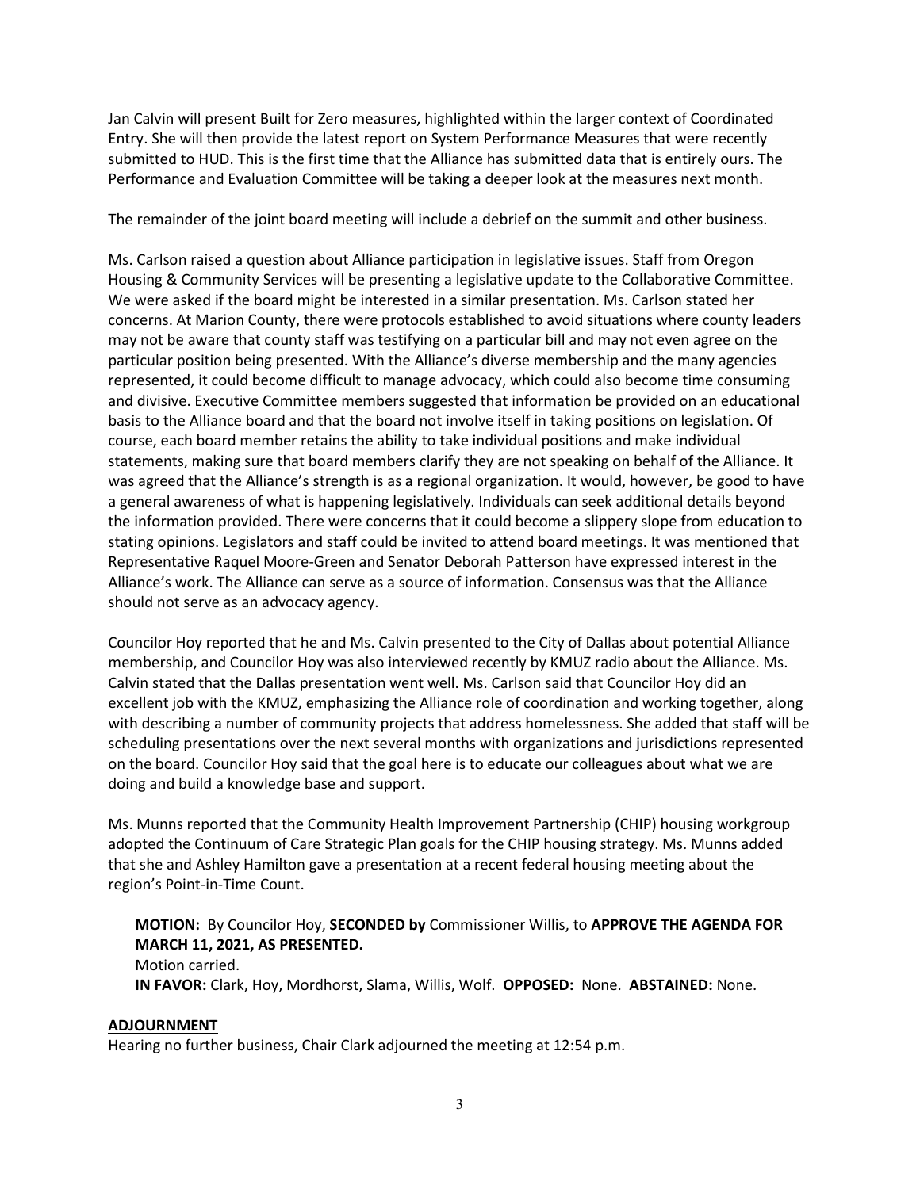Jan Calvin will present Built for Zero measures, highlighted within the larger context of Coordinated Entry. She will then provide the latest report on System Performance Measures that were recently submitted to HUD. This is the first time that the Alliance has submitted data that is entirely ours. The Performance and Evaluation Committee will be taking a deeper look at the measures next month.

The remainder of the joint board meeting will include a debrief on the summit and other business.

Ms. Carlson raised a question about Alliance participation in legislative issues. Staff from Oregon Housing & Community Services will be presenting a legislative update to the Collaborative Committee. We were asked if the board might be interested in a similar presentation. Ms. Carlson stated her concerns. At Marion County, there were protocols established to avoid situations where county leaders may not be aware that county staff was testifying on a particular bill and may not even agree on the particular position being presented. With the Alliance's diverse membership and the many agencies represented, it could become difficult to manage advocacy, which could also become time consuming and divisive. Executive Committee members suggested that information be provided on an educational basis to the Alliance board and that the board not involve itself in taking positions on legislation. Of course, each board member retains the ability to take individual positions and make individual statements, making sure that board members clarify they are not speaking on behalf of the Alliance. It was agreed that the Alliance's strength is as a regional organization. It would, however, be good to have a general awareness of what is happening legislatively. Individuals can seek additional details beyond the information provided. There were concerns that it could become a slippery slope from education to stating opinions. Legislators and staff could be invited to attend board meetings. It was mentioned that Representative Raquel Moore-Green and Senator Deborah Patterson have expressed interest in the Alliance's work. The Alliance can serve as a source of information. Consensus was that the Alliance should not serve as an advocacy agency.

Councilor Hoy reported that he and Ms. Calvin presented to the City of Dallas about potential Alliance membership, and Councilor Hoy was also interviewed recently by KMUZ radio about the Alliance. Ms. Calvin stated that the Dallas presentation went well. Ms. Carlson said that Councilor Hoy did an excellent job with the KMUZ, emphasizing the Alliance role of coordination and working together, along with describing a number of community projects that address homelessness. She added that staff will be scheduling presentations over the next several months with organizations and jurisdictions represented on the board. Councilor Hoy said that the goal here is to educate our colleagues about what we are doing and build a knowledge base and support.

Ms. Munns reported that the Community Health Improvement Partnership (CHIP) housing workgroup adopted the Continuum of Care Strategic Plan goals for the CHIP housing strategy. Ms. Munns added that she and Ashley Hamilton gave a presentation at a recent federal housing meeting about the region's Point-in-Time Count.

> **MOTION:** By Councilor Hoy, **SECONDED by** Commissioner Willis, to **APPROVE THE AGENDA FOR MARCH 11, 2021, AS PRESENTED.**
> Motion carried.
> **IN FAVOR:** Clark, Hoy, Mordhorst, Slama, Willis, Wolf. **OPPOSED:** None. **ABSTAINED:** None.

**ADJOURNMENT**

Hearing no further business, Chair Clark adjourned the meeting at 12:54 p.m.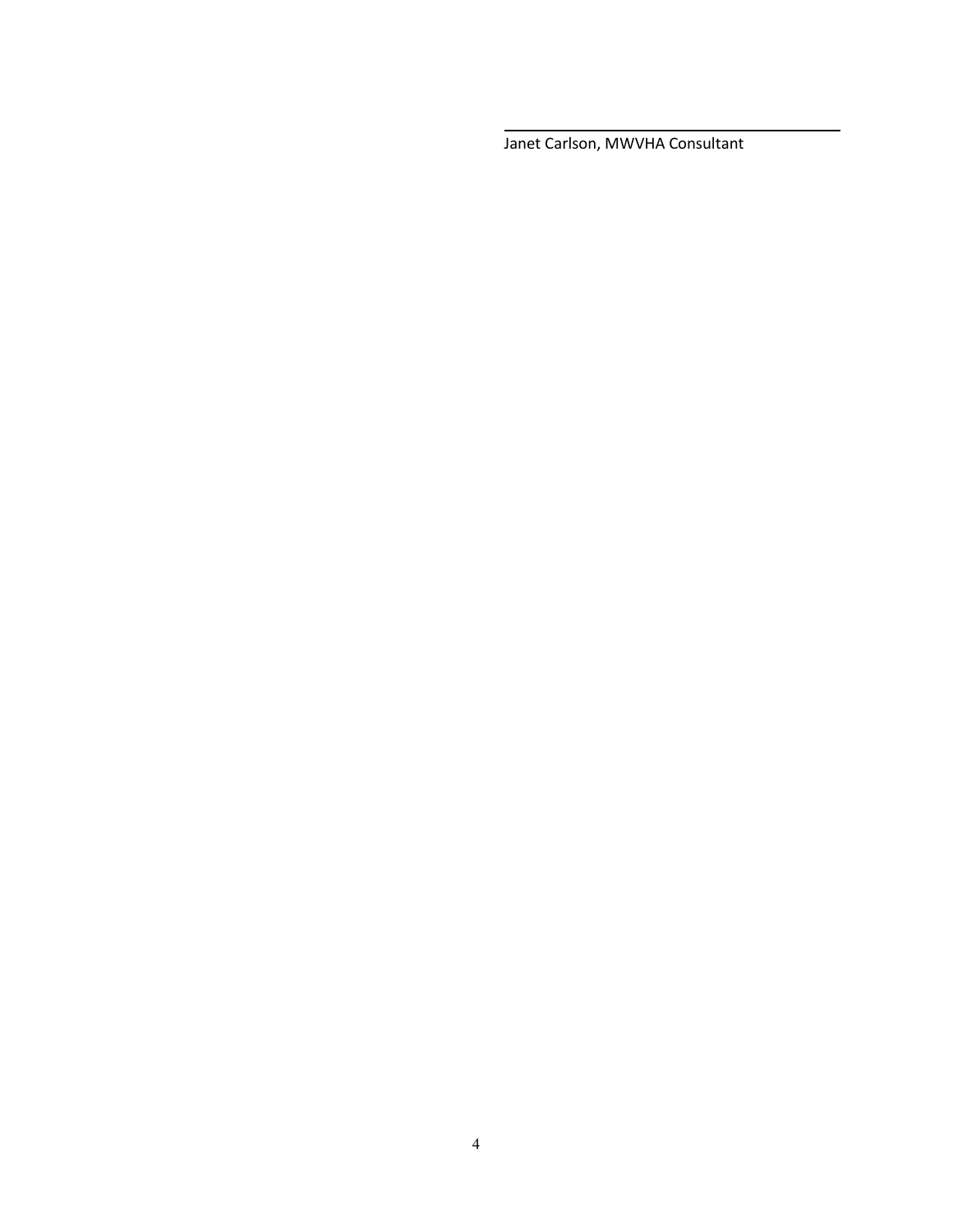\_\_\_\_\_\_\_\_\_\_\_\_\_\_\_\_\_\_\_\_\_\_\_\_\_\_\_\_\_\_\_\_\_\_\_\_\_\_\_\_

Janet Carlson, MWVHA Consultant